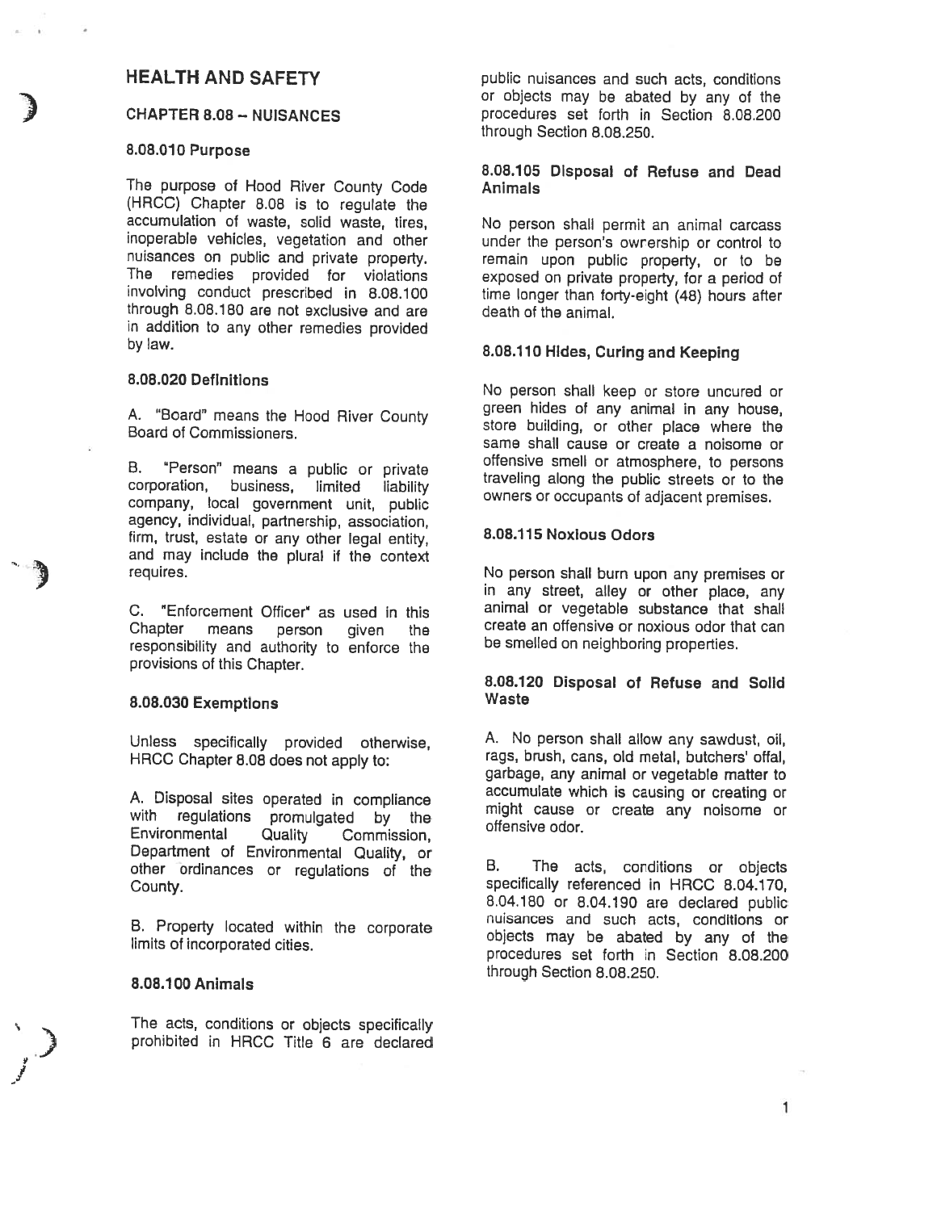# HEALTH AND SAFETY

## CHAPTER 8.08 – NUISANCES

### 8.08.010 Purpose

The purpose of Hood River County Code (HRCC) Chapter 8.08 is to regulate the accumulation of waste, solid waste, tires, inoperable vehicles, vegetation and other nuisances on public and private property. The remedies provided for violations involving conduct prescribed in 8.08.100 through 8.08.180 are not exclusive and are in addition to any other remedies provided by law.

### 8.08.020 Definitions

A. "Board" means the Hood River County Board of Commissioners.

B. "Person" means a public or private corporation, business, limited liability company, local government unit, public agency, individual, partnership, association, firm, trust, estate or any other legal entity, and may include the plural if the context requires.

C. "Enforcement Officer" as used in this Chapter means person given the responsibility and authority to enforce the provisions of this Chapter.

### 8.08.030 Exemptions

Unless specifically provided otherwise, HRCC Chapter 8.08 does not apply to:

A. Disposal sites operated in compliance with regulations promulgated by the Environmental Quality Commission, Department of Environmental Quality, or other ordinances or regulations of the County.

B. Property located within the corporate limits of incorporated cities.

### 8.08.100 Animals

The acts, conditions or objects specifically prohibited in HRCC Title 6 are declared public nuisances and such acts, conditions or objects may be abated by any of the procedures set forth in Section 8.08.200 through Section 8.08.250.

### 8.08.105 Disposal of Refuse and Dead Animals

No person shall permit an animal carcass under the person's owrnership or control to remain upon public property, or to be exposed on private property, for a period of time longer than forty-eight (48) hours after death of the animal.

### 8.08.110 Hides, Curing and Keeping

No person shall keep or store uncured or green hides of any animal in any house, store building, or other place where the same shall cause or create a noisome or offensive smell or atmosphere, to persons traveling along the public streets or to the owners or occupants of adjacent premises.

### 8.08.115 Noxious Odors

No person shall burn upon any premises or in any street, alley or other place, any animal or vegetable substance that shall create an offensive or noxious odor that can be smelled on neighboring properties.

### 8.08.120 Disposal of Refuse and Solid Waste

A. No person shall allow any sawdust, oil, rags, brush, cans, old metal, butchers' offal, garbage, any animal or vegetable matter to accumulate which is causing or creating or might cause or create any noisome or offensive odor.

B. The acts, conditions or objects specifically referenced in HRCC 8.04.170, 8.04.180 or 8.04.190 are declared public nuisances and such acts, conditions or objects may be abated by any of the procedures set forth in Section 8.08.200 through Section 8.08.250.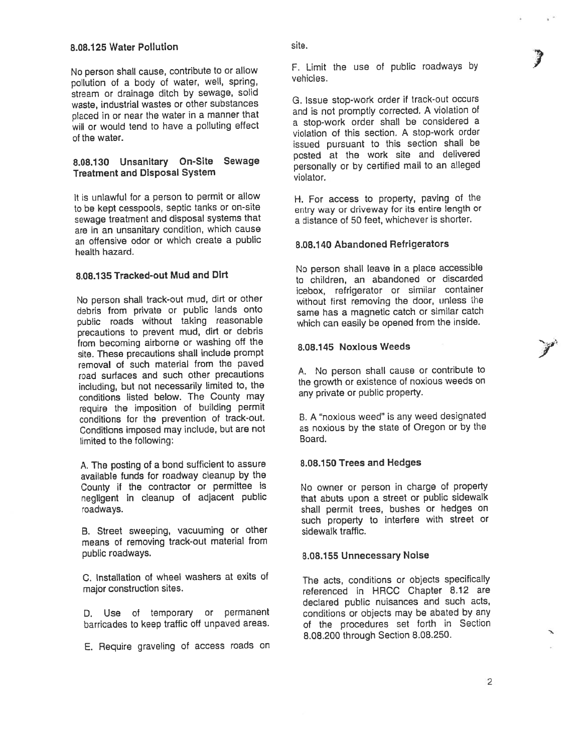### 8.08.125 Water Pollution

No person shall cause, contribute to or allow pollution of a body of water, well, spring, stream or drainage ditch by sewage, solid waste, industrial wastes or other substances placed in or near the water in a manner that will or would tend to have a polluting effect of the water.

### 8.08.130 Unsanitary On-Site Sewage Treatment and Disposal System

It is unlawful for a person to permit or allow to be kept cesspools, septic tanks or on-site sewage treatment and disposal systems that are in an unsanitary condition, which cause an offensive odor or which create a public health hazard.

### 8.08.135 Tracked-out Mud and Dirt

No person shall track-out mud, dirt or other debris from private or public lands onto public roads without taking reasonable precautions to prevent mud, dirt or debris from becoming airborne or washing off the site. These precautions shall include prompt removal of such material from the paved road surfaces and such other precautions including, but not necessarily limited to, the conditions listed below. The County may require the imposition of building permit conditions for the prevention of track-out. Conditions imposed may include, but are not limited to the following:

A. The posting of a bond sufficient to assure available funds for roadway cleanup by the County if the contractor or permittee is negligent in cleanup of adjacent public roadways.

B. Street sweeping, vacuuming or other means of removing track-out material from public roadways.

C. Installation of wheel washers at exits of major construction sites.

D. Use of temporary or permanent barricades to keep traffic off unpaved areas.

E. Require graveling of access roads on site.

F. Limit the use of public roadways by vehicles.

G. Issue stop-work order if track-out occurs and is not promptly corrected. A violation of a stop-work order shall be considered a violation of this section. A stop-work order issued pursuant to this section shall be posted at the work site and delivered personally or by certified mail to an alleged violator.

H. For access to property, paving of the entry way or driveway for its entire length or a distance of 50 feet, whichever is shorter.

### 8.08.140 Abandoned Refrigerators

No person shall leave in a place accessible to children, an abandoned or discarded icebox, refrigerator or similar container without first removing the door, unless the same has a magnetic catch or similar catch which can easily be opened from the inside.

### 8.08.145 Noxious Weeds

A. No person shall cause or contribute to the growth or existence of noxious weeds on any private or public property.

B. A "noxious weed" is any weed designated as noxious by the state of Oregon or by the Board.

### 8.08.150 Trees and Hedges

No owner or person in charge of property that abuts upon a street or public sidewalk shall permit trees, bushes or hedges on such property to interfere with street or sidewalk traffic.

### 8.08.155 Unnecessary Noise

The acts, conditions or objects specifically referenced in HRCC Chapter 8.12 are declared public nuisances and such acts, conditions or objects may be abated by any of the procedures set forth in Section 8.08.200 through Section 8.08.250.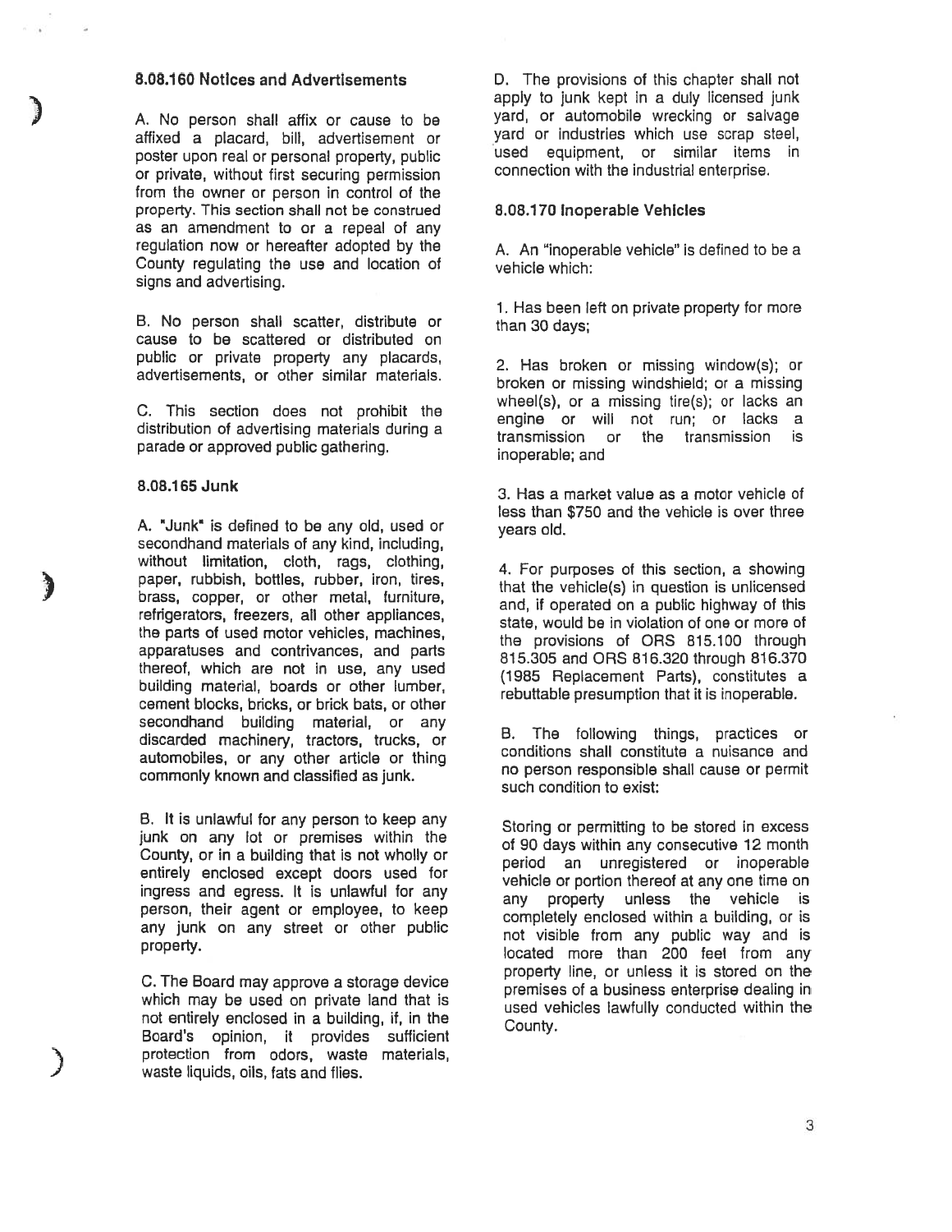### 8.08.160 Notices and Advertisements

A. No person shall affix or cause to be affixed a placard, bill, advertisement or poster upon real or personal property, public or private, without first securing permission from the owner or person in control of the property. This section shall not be construed as an amendment to or a repeal of any regulation now or hereafter adopted by the County regulating the use and location of signs and advertising.

B. No person shall scatter, distribute or cause to be scattered or distributed on public or private property any placards, advertisements, or other similar materials.

C. This section does not prohibit the distribution of advertising materials during a parade or approved public gathering.

### 8.08.165 Junk

A. "Junk" is defined to be any old, used or secondhand materials of any kind, including, without limitation, cloth, rags, clothing, paper, rubbish, bottles, rubber, iron, tires, brass, copper, or other metal, furniture, refrigerators, freezers, all other appliances, the parts of used motor vehicles, machines, apparatuses and contrivances, and parts thereof, which are not in use, any used building material, boards or other lumber, cement blocks, bricks, or brick bats, or other secondhand building material, or any discarded machinery, tractors, trucks, or automobiles, or any other article or thing commonly known and classified as junk.

B. It is unlawful for any person to keep any junk on any lot or premises within the County, or in a building that is not wholly or entirely enclosed except doors used for ingress and egress. It is unlawful for any person, their agent or employee, to keep any junk on any street or other public property.

C. The Board may approve a storage device which may be used on private land that is not entirely enclosed in a building, if, in the Board's opinion, it provides sufficient protection from odors, waste materials, waste liquids, oils, fats and flies.

D. The provisions of this chapter shall not apply to junk kept in a duly licensed junk yard, or automobile wrecking or salvage yard or industries which use scrap steel, used equipment, or similar items in connection with the industrial enterprise.

### 8.08.170 Inoperable Vehicles

A. An "inoperable vehicle" is defined to be a vehicle which:

1. Has been left on private property for more than 30 days;

2. Has broken or missing window(s); or broken or missing windshield; or a missing wheel(s), or a missing tire(s); or lacks an engine or will not run; or lacks a transmission or the transmission is inoperable; and

3. Has a market value as a motor vehicle of less than $750 and the vehicle is over three years old.

4. For purposes of this section, a showing that the vehicle(s) in question is unlicensed and, if operated on a public highway of this state, would be in violation of one or more of the provisions of ORS 815.100 through 815.305 and ORS 816.320 through 816.370 (1985 Replacement Parts), constitutes a rebuttable presumption that it is inoperable.

B. The following things, practices or conditions shall constitute a nuisance and no person responsible shall cause or permit such condition to exist:

Storing or permitting to be stored in excess of 90 days within any consecutive 12 month period an unregistered or inoperable vehicle or portion thereof at any one time on any property unless the vehicle is completely enclosed within a building, or is not visible from any public way and is located more than 200 feet from any property line, or unless it is stored on the premises of a business enterprise dealing in used vehicles lawfully conducted within the County.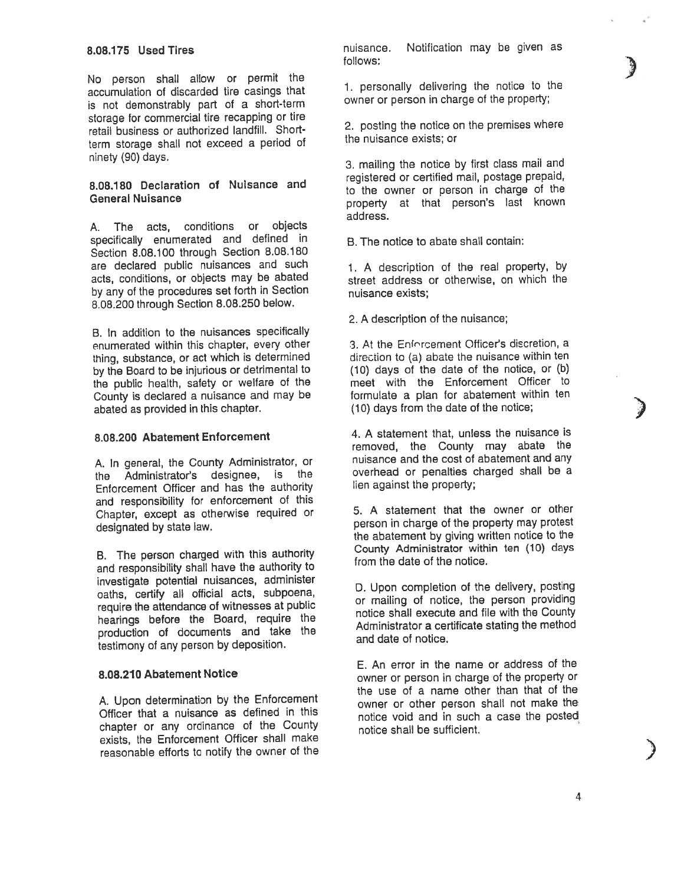### 8.08.175 Used Tires

No person shall allow or permit the accumulation of discarded tire casings that is not demonstrably part of a short-term storage for commercial tire recapping or tire retail business or authorized landfill. Short-term storage shall not exceed a period of ninety (90) days.

### 8.08.180 Declaration of Nuisance and General Nuisance

A. The acts, conditions or objects specifically enumerated and defined in Section 8.08.100 through Section 8.08.180 are declared public nuisances and such acts, conditions, or objects may be abated by any of the procedures set forth in Section 8.08.200 through Section 8.08.250 below.

B. In addition to the nuisances specifically enumerated within this chapter, every other thing, substance, or act which is determined by the Board to be injurious or detrimental to the public health, safety or welfare of the County is declared a nuisance and may be abated as provided in this chapter.

### 8.08.200 Abatement Enforcement

A. In general, the County Administrator, or the Administrator's designee, is the Enforcement Officer and has the authority and responsibility for enforcement of this Chapter, except as otherwise required or designated by state law.

B. The person charged with this authority and responsibility shall have the authority to investigate potential nuisances, administer oaths, certify all official acts, subpoena, require the attendance of witnesses at public hearings before the Board, require the production of documents and take the testimony of any person by deposition.

### 8.08.210 Abatement Notice

A. Upon determination by the Enforcement Officer that a nuisance as defined in this chapter or any ordinance of the County exists, the Enforcement Officer shall make reasonable efforts to notify the owner of the nuisance. Notification may be given as follows:

1. personally delivering the notice to the owner or person in charge of the property;

2. posting the notice on the premises where the nuisance exists; or

3. mailing the notice by first class mail and registered or certified mail, postage prepaid, to the owner or person in charge of the property at that person's last known address.

B. The notice to abate shall contain:

1. A description of the real property, by street address or otherwise, on which the nuisance exists;

2. A description of the nuisance;

3. At the Enforcement Officer's discretion, a direction to (a) abate the nuisance within ten (10) days of the date of the notice, or (b) meet with the Enforcement Officer to formulate a plan for abatement within ten (10) days from the date of the notice;

4. A statement that, unless the nuisance is removed, the County may abate the nuisance and the cost of abatement and any overhead or penalties charged shall be a lien against the property;

5. A statement that the owner or other person in charge of the property may protest the abatement by giving written notice to the County Administrator within ten (10) days from the date of the notice.

D. Upon completion of the delivery, posting or mailing of notice, the person providing notice shall execute and file with the County Administrator a certificate stating the method and date of notice.

E. An error in the name or address of the owner or person in charge of the property or the use of a name other than that of the owner or other person shall not make the notice void and in such a case the posted notice shall be sufficient.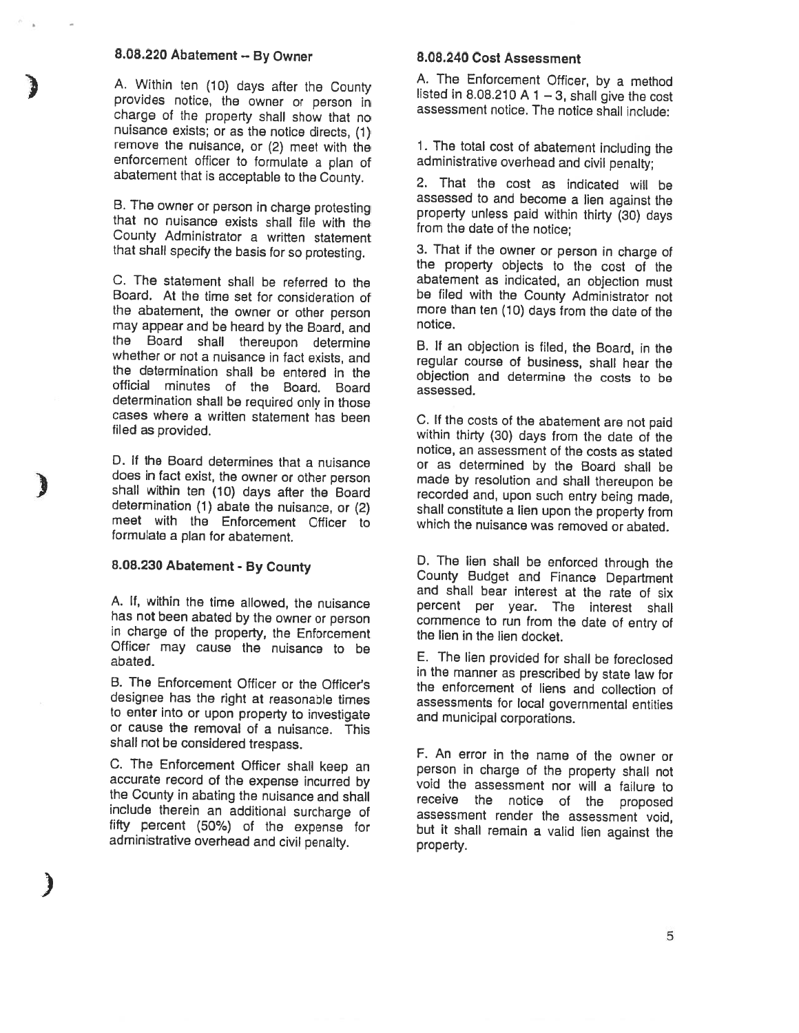### 8.08.220 Abatement -- By Owner

A. Within ten (10) days after the County provides notice, the owner or person in charge of the property shall show that no nuisance exists; or as the notice directs, (1) remove the nuisance, or (2) meet with the enforcement officer to formulate a plan of abatement that is acceptable to the County.

B. The owner or person in charge protesting that no nuisance exists shall file with the County Administrator a written statement that shall specify the basis for so protesting.

C. The statement shall be referred to the Board. At the time set for consideration of the abatement, the owner or other person may appear and be heard by the Board, and the Board shall thereupon determine whether or not a nuisance in fact exists, and the determination shall be entered in the official minutes of the Board. Board determination shall be required only in those cases where a written statement has been filed as provided.

D. If the Board determines that a nuisance does in fact exist, the owner or other person shall within ten (10) days after the Board determination (1) abate the nuisance, or (2) meet with the Enforcement Officer to formulate a plan for abatement.

### 8.08.230 Abatement - By County

A. If, within the time allowed, the nuisance has not been abated by the owner or person in charge of the property, the Enforcement Officer may cause the nuisance to be abated.

B. The Enforcement Officer or the Officer's designee has the right at reasonable times to enter into or upon property to investigate or cause the removal of a nuisance. This shall not be considered trespass.

C. The Enforcement Officer shall keep an accurate record of the expense incurred by the County in abating the nuisance and shall include therein an additional surcharge of fifty percent (50%) of the expense for administrative overhead and civil penalty.

### 8.08.240 Cost Assessment

A. The Enforcement Officer, by a method listed in 8.08.210 A 1 – 3, shall give the cost assessment notice. The notice shall include:

1. The total cost of abatement including the administrative overhead and civil penalty;

2. That the cost as indicated will be assessed to and become a lien against the property unless paid within thirty (30) days from the date of the notice;

3. That if the owner or person in charge of the property objects to the cost of the abatement as indicated, an objection must be filed with the County Administrator not more than ten (10) days from the date of the notice.

B. If an objection is filed, the Board, in the regular course of business, shall hear the objection and determine the costs to be assessed.

C. If the costs of the abatement are not paid within thirty (30) days from the date of the notice, an assessment of the costs as stated or as determined by the Board shall be made by resolution and shall thereupon be recorded and, upon such entry being made, shall constitute a lien upon the property from which the nuisance was removed or abated.

D. The lien shall be enforced through the County Budget and Finance Department and shall bear interest at the rate of six percent per year. The interest shall commence to run from the date of entry of the lien in the lien docket.

E. The lien provided for shall be foreclosed in the manner as prescribed by state law for the enforcement of liens and collection of assessments for local governmental entities and municipal corporations.

F. An error in the name of the owner or person in charge of the property shall not void the assessment nor will a failure to receive the notice of the proposed assessment render the assessment void, but it shall remain a valid lien against the property.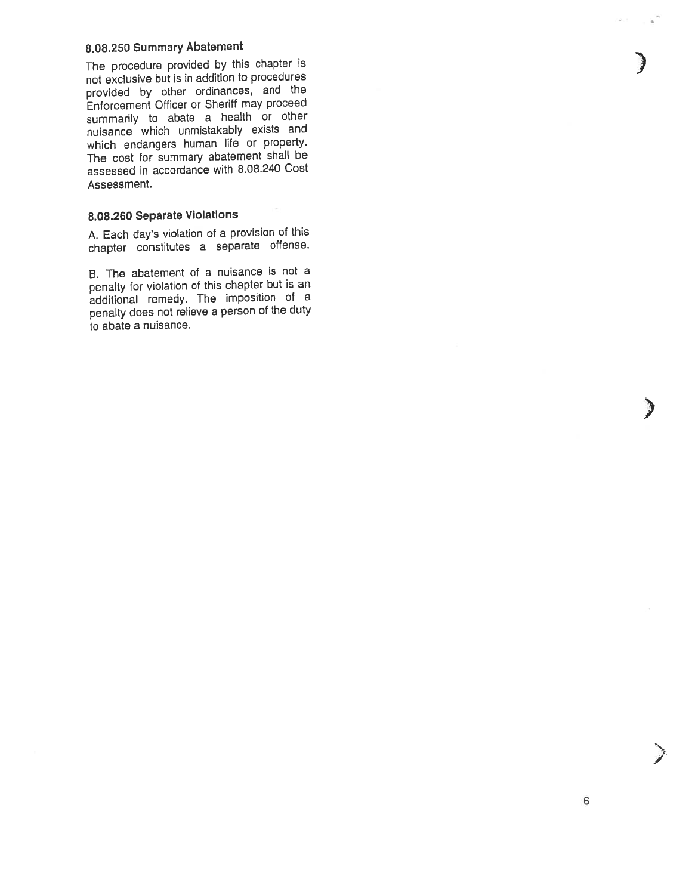### 8.08.250 Summary Abatement

The procedure provided by this chapter is not exclusive but is in addition to procedures provided by other ordinances, and the Enforcement Officer or Sheriff may proceed summarily to abate a health or other nuisance which unmistakably exists and which endangers human life or property. The cost for summary abatement shall be assessed in accordance with 8.08.240 Cost Assessment.

### 8.08.260 Separate Violations

A. Each day's violation of a provision of this chapter constitutes a separate offense.

B. The abatement of a nuisance is not a penalty for violation of this chapter but is an additional remedy. The imposition of a penalty does not relieve a person of the duty to abate a nuisance.